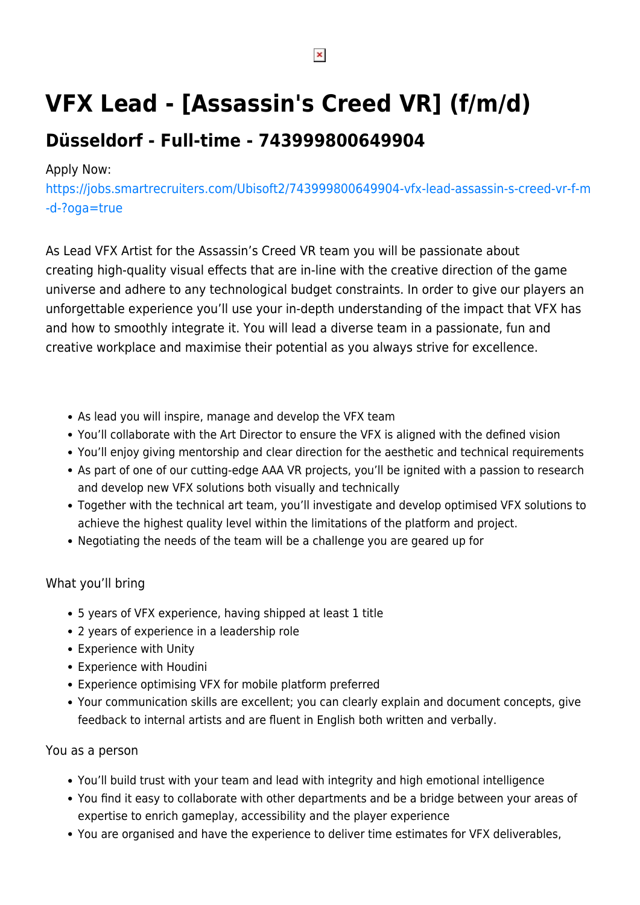# VFX Lead - [Assassin's Creed VR] (f/m/d)

## Düsseldorf - Full-time - 743999800649904

Apply Now:
https://jobs.smartrecruiters.com/Ubisoft2/743999800649904-vfx-lead-assassin-s-creed-vr-f-m-d-?oga=true

As Lead VFX Artist for the Assassin's Creed VR team you will be passionate about creating high-quality visual effects that are in-line with the creative direction of the game universe and adhere to any technological budget constraints. In order to give our players an unforgettable experience you'll use your in-depth understanding of the impact that VFX has and how to smoothly integrate it. You will lead a diverse team in a passionate, fun and creative workplace and maximise their potential as you always strive for excellence.

- As lead you will inspire, manage and develop the VFX team
- You'll collaborate with the Art Director to ensure the VFX is aligned with the defined vision
- You'll enjoy giving mentorship and clear direction for the aesthetic and technical requirements
- As part of one of our cutting-edge AAA VR projects, you'll be ignited with a passion to research and develop new VFX solutions both visually and technically
- Together with the technical art team, you'll investigate and develop optimised VFX solutions to achieve the highest quality level within the limitations of the platform and project.
- Negotiating the needs of the team will be a challenge you are geared up for

What you'll bring

- 5 years of VFX experience, having shipped at least 1 title
- 2 years of experience in a leadership role
- Experience with Unity
- Experience with Houdini
- Experience optimising VFX for mobile platform preferred
- Your communication skills are excellent; you can clearly explain and document concepts, give feedback to internal artists and are fluent in English both written and verbally.

You as a person

- You'll build trust with your team and lead with integrity and high emotional intelligence
- You find it easy to collaborate with other departments and be a bridge between your areas of expertise to enrich gameplay, accessibility and the player experience
- You are organised and have the experience to deliver time estimates for VFX deliverables,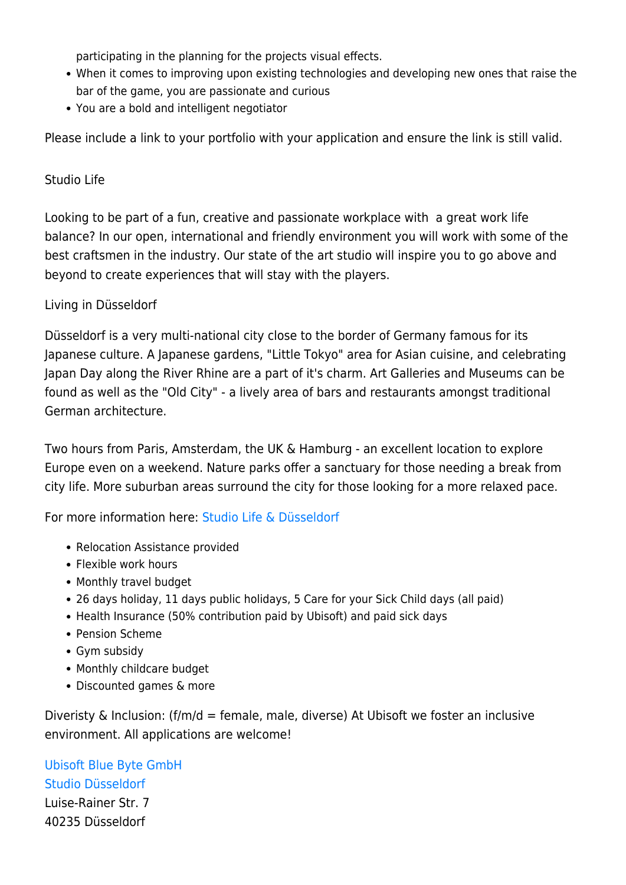participating in the planning for the projects visual effects.

- When it comes to improving upon existing technologies and developing new ones that raise the bar of the game, you are passionate and curious
- You are a bold and intelligent negotiator

Please include a link to your portfolio with your application and ensure the link is still valid.

Studio Life

Looking to be part of a fun, creative and passionate workplace with  a great work life balance? In our open, international and friendly environment you will work with some of the best craftsmen in the industry. Our state of the art studio will inspire you to go above and beyond to create experiences that will stay with the players.

Living in Düsseldorf

Düsseldorf is a very multi-national city close to the border of Germany famous for its Japanese culture. A Japanese gardens, "Little Tokyo" area for Asian cuisine, and celebrating Japan Day along the River Rhine are a part of it's charm. Art Galleries and Museums can be found as well as the "Old City" - a lively area of bars and restaurants amongst traditional German architecture.

Two hours from Paris, Amsterdam, the UK & Hamburg - an excellent location to explore Europe even on a weekend. Nature parks offer a sanctuary for those needing a break from city life. More suburban areas surround the city for those looking for a more relaxed pace.

For more information here: Studio Life & Düsseldorf

- Relocation Assistance provided
- Flexible work hours
- Monthly travel budget
- 26 days holiday, 11 days public holidays, 5 Care for your Sick Child days (all paid)
- Health Insurance (50% contribution paid by Ubisoft) and paid sick days
- Pension Scheme
- Gym subsidy
- Monthly childcare budget
- Discounted games & more

Diveristy & Inclusion: (f/m/d = female, male, diverse) At Ubisoft we foster an inclusive environment. All applications are welcome!

Ubisoft Blue Byte GmbH
Studio Düsseldorf
Luise-Rainer Str. 7
40235 Düsseldorf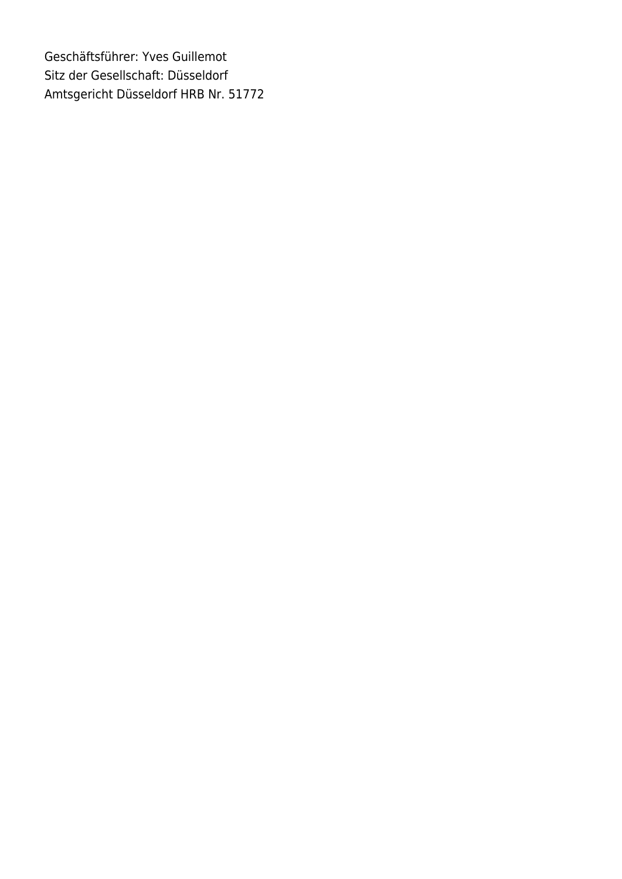Geschäftsführer: Yves Guillemot
Sitz der Gesellschaft: Düsseldorf
Amtsgericht Düsseldorf HRB Nr. 51772